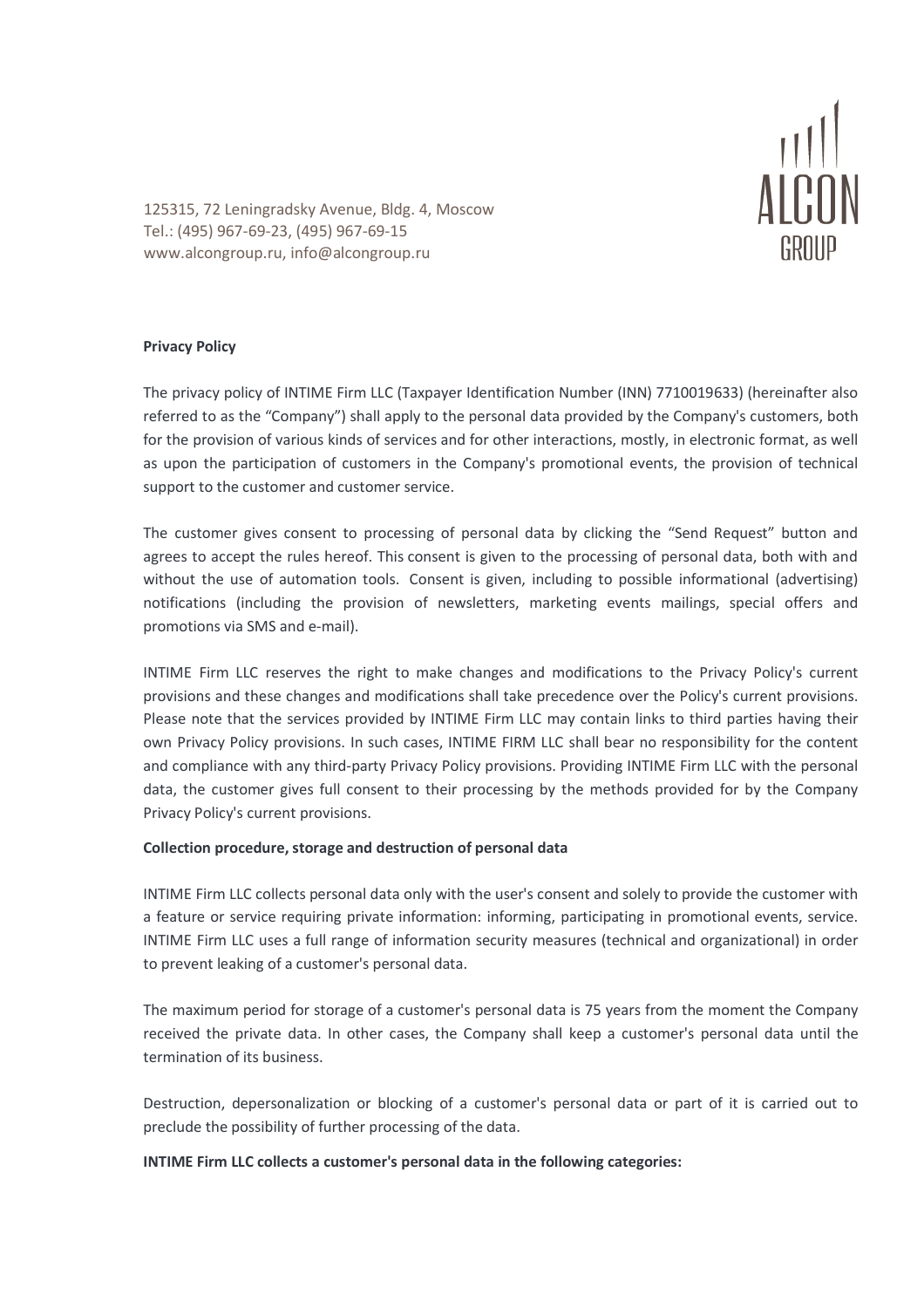125315, 72 Leningradsky Avenue, Bldg. 4, Moscow
Tel.: (495) 967-69-23, (495) 967-69-15
www.alcongroup.ru, info@alcongroup.ru

ALCON GROUP

**Privacy Policy**

The privacy policy of INTIME Firm LLC (Taxpayer Identification Number (INN) 7710019633) (hereinafter also referred to as the "Company") shall apply to the personal data provided by the Company's customers, both for the provision of various kinds of services and for other interactions, mostly, in electronic format, as well as upon the participation of customers in the Company's promotional events, the provision of technical support to the customer and customer service.

The customer gives consent to processing of personal data by clicking the "Send Request" button and agrees to accept the rules hereof. This consent is given to the processing of personal data, both with and without the use of automation tools. Consent is given, including to possible informational (advertising) notifications (including the provision of newsletters, marketing events mailings, special offers and promotions via SMS and e-mail).

INTIME Firm LLC reserves the right to make changes and modifications to the Privacy Policy's current provisions and these changes and modifications shall take precedence over the Policy's current provisions. Please note that the services provided by INTIME Firm LLC may contain links to third parties having their own Privacy Policy provisions. In such cases, INTIME FIRM LLC shall bear no responsibility for the content and compliance with any third-party Privacy Policy provisions. Providing INTIME Firm LLC with the personal data, the customer gives full consent to their processing by the methods provided for by the Company Privacy Policy's current provisions.

**Collection procedure, storage and destruction of personal data**

INTIME Firm LLC collects personal data only with the user's consent and solely to provide the customer with a feature or service requiring private information: informing, participating in promotional events, service. INTIME Firm LLC uses a full range of information security measures (technical and organizational) in order to prevent leaking of a customer's personal data.

The maximum period for storage of a customer's personal data is 75 years from the moment the Company received the private data. In other cases, the Company shall keep a customer's personal data until the termination of its business.

Destruction, depersonalization or blocking of a customer's personal data or part of it is carried out to preclude the possibility of further processing of the data.

**INTIME Firm LLC collects a customer's personal data in the following categories:**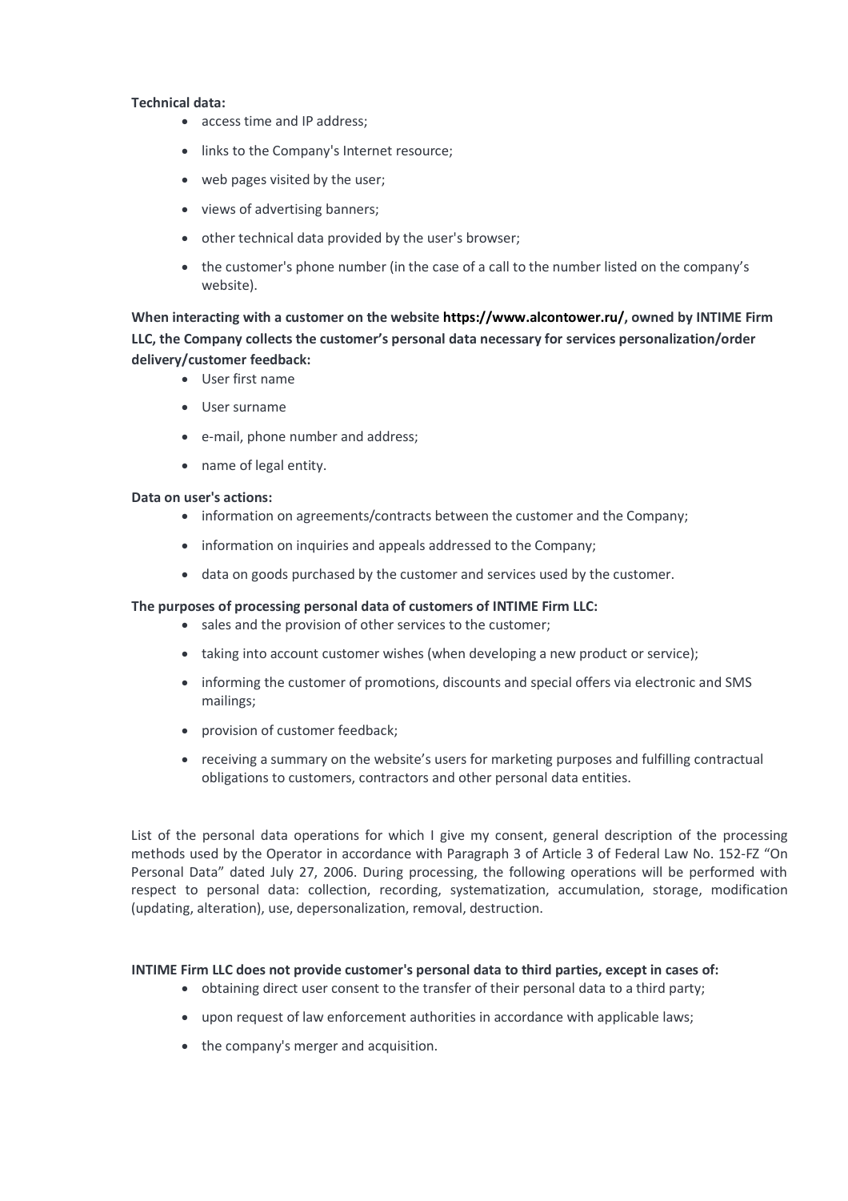**Technical data:**

- access time and IP address;
- links to the Company's Internet resource;
- web pages visited by the user;
- views of advertising banners;
- other technical data provided by the user's browser;
- the customer's phone number (in the case of a call to the number listed on the company's website).

**When interacting with a customer on the website https://www.alcontower.ru/, owned by INTIME Firm LLC, the Company collects the customer's personal data necessary for services personalization/order delivery/customer feedback:**

- User first name
- User surname
- e-mail, phone number and address;
- name of legal entity.

**Data on user's actions:**

- information on agreements/contracts between the customer and the Company;
- information on inquiries and appeals addressed to the Company;
- data on goods purchased by the customer and services used by the customer.

**The purposes of processing personal data of customers of INTIME Firm LLC:**

- sales and the provision of other services to the customer;
- taking into account customer wishes (when developing a new product or service);
- informing the customer of promotions, discounts and special offers via electronic and SMS mailings;
- provision of customer feedback;
- receiving a summary on the website's users for marketing purposes and fulfilling contractual obligations to customers, contractors and other personal data entities.

List of the personal data operations for which I give my consent, general description of the processing methods used by the Operator in accordance with Paragraph 3 of Article 3 of Federal Law No. 152-FZ "On Personal Data" dated July 27, 2006. During processing, the following operations will be performed with respect to personal data: collection, recording, systematization, accumulation, storage, modification (updating, alteration), use, depersonalization, removal, destruction.

**INTIME Firm LLC does not provide customer's personal data to third parties, except in cases of:**

- obtaining direct user consent to the transfer of their personal data to a third party;
- upon request of law enforcement authorities in accordance with applicable laws;
- the company's merger and acquisition.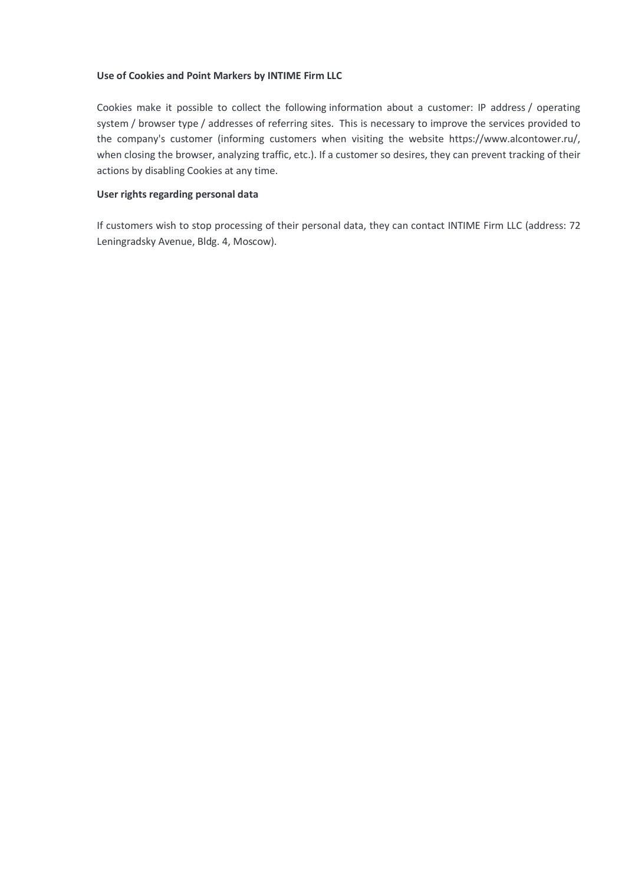**Use of Cookies and Point Markers by INTIME Firm LLC**

Cookies make it possible to collect the following information about a customer: IP address / operating system / browser type / addresses of referring sites. This is necessary to improve the services provided to the company's customer (informing customers when visiting the website https://www.alcontower.ru/, when closing the browser, analyzing traffic, etc.). If a customer so desires, they can prevent tracking of their actions by disabling Cookies at any time.

**User rights regarding personal data**

If customers wish to stop processing of their personal data, they can contact INTIME Firm LLC (address: 72 Leningradsky Avenue, Bldg. 4, Moscow).